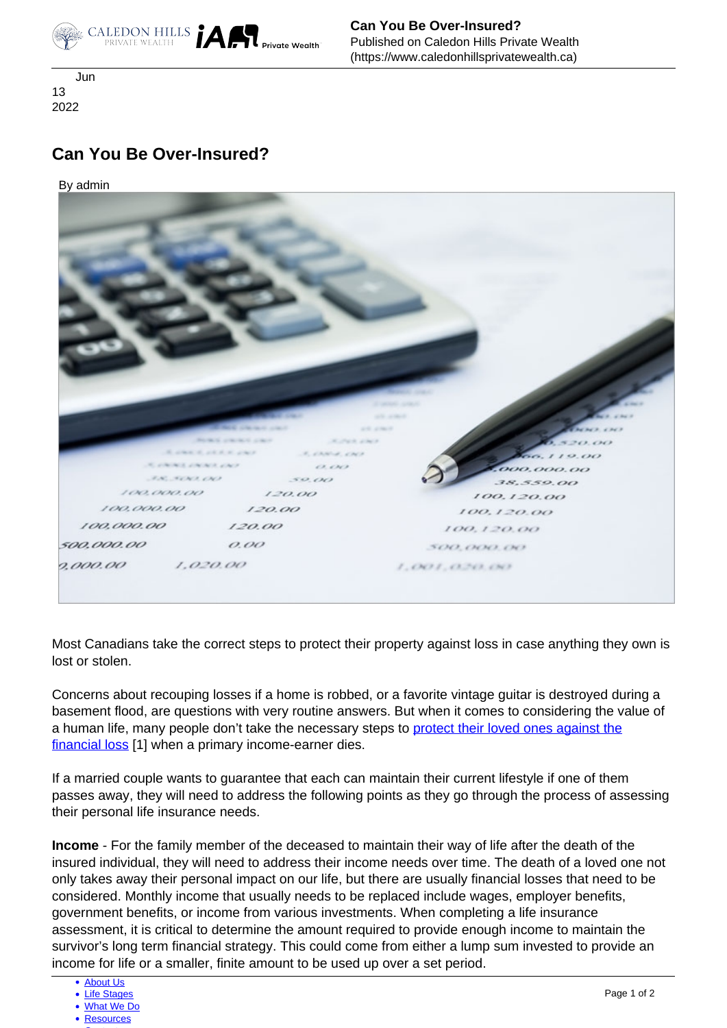Jun
13
2022

# Can You Be Over-Insured?

By admin

Most Canadians take the correct steps to protect their property against loss in case anything they own is lost or stolen.

Concerns about recouping losses if a home is robbed, or a favorite vintage guitar is destroyed during a basement flood, are questions with very routine answers. But when it comes to considering the value of a human life, many people don't take the necessary steps to protect their loved ones against the financial loss [1] when a primary income-earner dies.

If a married couple wants to guarantee that each can maintain their current lifestyle if one of them passes away, they will need to address the following points as they go through the process of assessing their personal life insurance needs.

**Income** - For the family member of the deceased to maintain their way of life after the death of the insured individual, they will need to address their income needs over time. The death of a loved one not only takes away their personal impact on our life, but there are usually financial losses that need to be considered. Monthly income that usually needs to be replaced include wages, employer benefits, government benefits, or income from various investments. When completing a life insurance assessment, it is critical to determine the amount required to provide enough income to maintain the survivor's long term financial strategy. This could come from either a lump sum invested to provide an income for life or a smaller, finite amount to be used up over a set period.

- About Us
- Life Stages
- What We Do
- Resources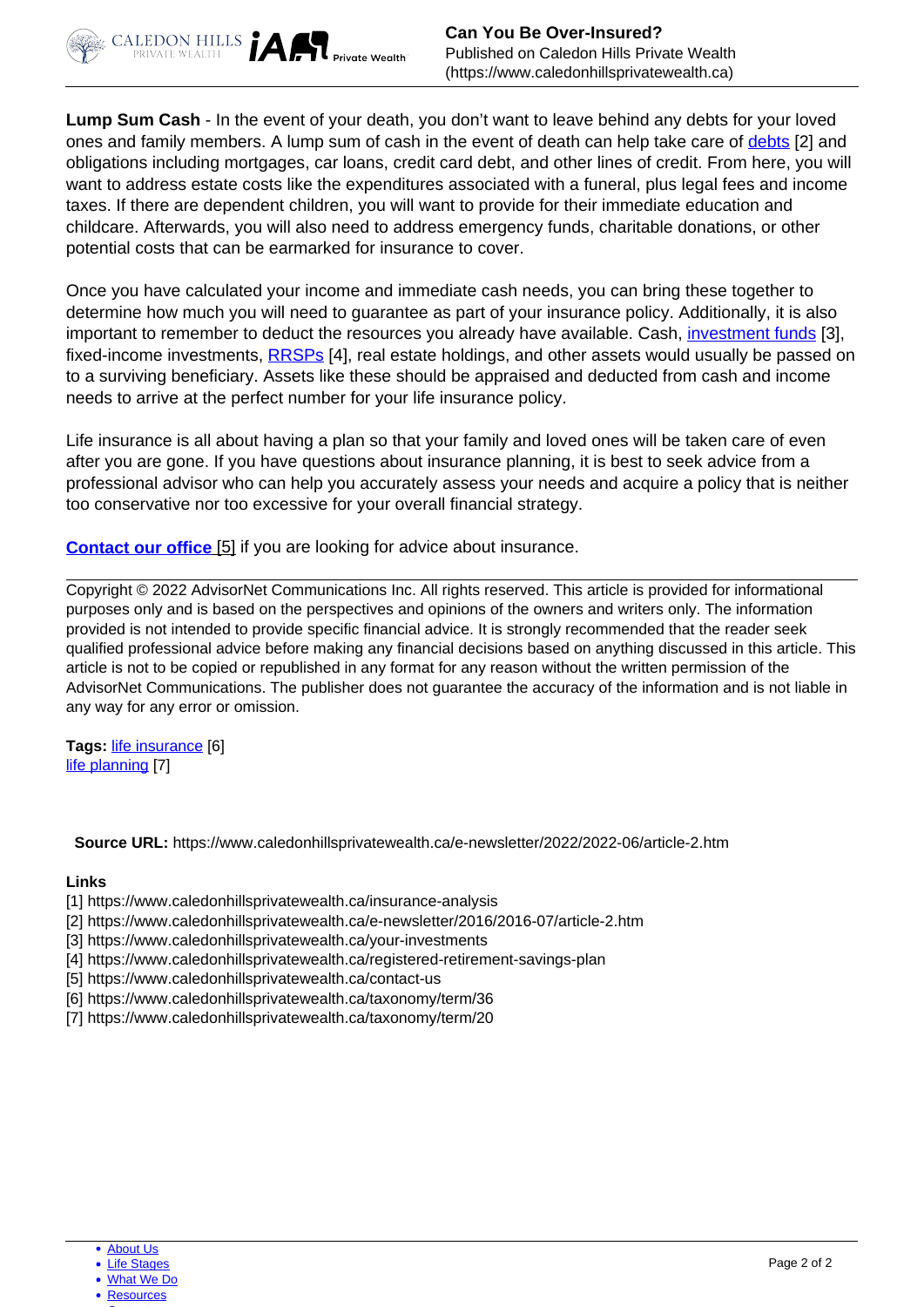**Lump Sum Cash** - In the event of your death, you don't want to leave behind any debts for your loved ones and family members. A lump sum of cash in the event of death can help take care of debts [2] and obligations including mortgages, car loans, credit card debt, and other lines of credit. From here, you will want to address estate costs like the expenditures associated with a funeral, plus legal fees and income taxes. If there are dependent children, you will want to provide for their immediate education and childcare. Afterwards, you will also need to address emergency funds, charitable donations, or other potential costs that can be earmarked for insurance to cover.

Once you have calculated your income and immediate cash needs, you can bring these together to determine how much you will need to guarantee as part of your insurance policy. Additionally, it is also important to remember to deduct the resources you already have available. Cash, investment funds [3], fixed-income investments, RRSPs [4], real estate holdings, and other assets would usually be passed on to a surviving beneficiary. Assets like these should be appraised and deducted from cash and income needs to arrive at the perfect number for your life insurance policy.

Life insurance is all about having a plan so that your family and loved ones will be taken care of even after you are gone. If you have questions about insurance planning, it is best to seek advice from a professional advisor who can help you accurately assess your needs and acquire a policy that is neither too conservative nor too excessive for your overall financial strategy.

**Contact our office** [5] if you are looking for advice about insurance.

---

Copyright © 2022 AdvisorNet Communications Inc. All rights reserved. This article is provided for informational purposes only and is based on the perspectives and opinions of the owners and writers only. The information provided is not intended to provide specific financial advice. It is strongly recommended that the reader seek qualified professional advice before making any financial decisions based on anything discussed in this article. This article is not to be copied or republished in any format for any reason without the written permission of the AdvisorNet Communications. The publisher does not guarantee the accuracy of the information and is not liable in any way for any error or omission.

**Tags:** life insurance [6]
life planning [7]

**Source URL:** https://www.caledonhillsprivatewealth.ca/e-newsletter/2022/2022-06/article-2.htm

**Links**
[1] https://www.caledonhillsprivatewealth.ca/insurance-analysis
[2] https://www.caledonhillsprivatewealth.ca/e-newsletter/2016/2016-07/article-2.htm
[3] https://www.caledonhillsprivatewealth.ca/your-investments
[4] https://www.caledonhillsprivatewealth.ca/registered-retirement-savings-plan
[5] https://www.caledonhillsprivatewealth.ca/contact-us
[6] https://www.caledonhillsprivatewealth.ca/taxonomy/term/36
[7] https://www.caledonhillsprivatewealth.ca/taxonomy/term/20

- About Us
- Life Stages
- What We Do
- Resources